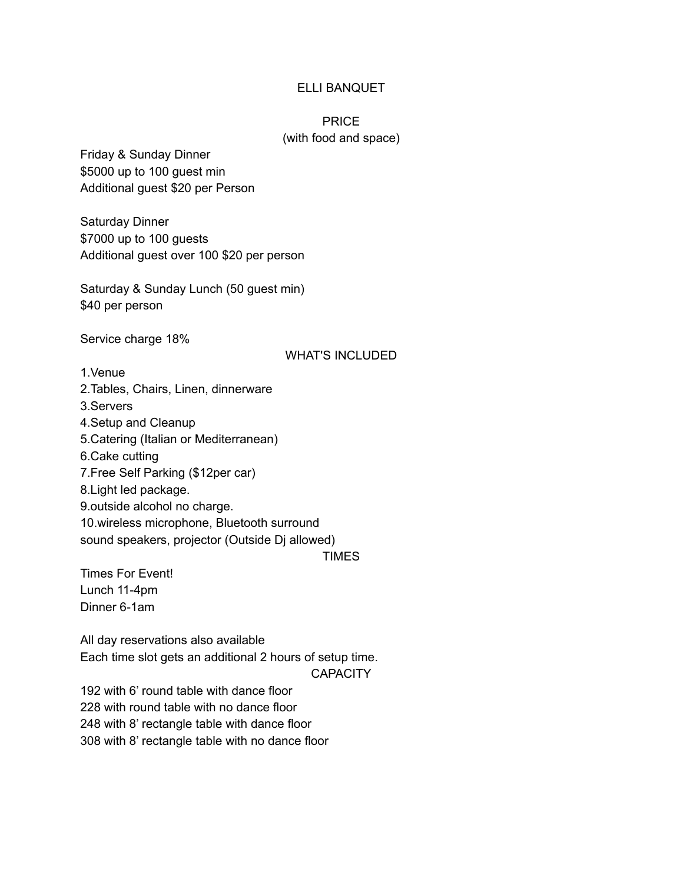# ELLI BANQUET

## PRICE
(with food and space)

Friday & Sunday Dinner
$5000 up to 100 guest min
Additional guest $20 per Person

Saturday Dinner
$7000 up to 100 guests
Additional guest over 100 $20 per person

Saturday & Sunday Lunch (50 guest min)
$40 per person

Service charge 18%

## WHAT'S INCLUDED

1.Venue
2.Tables, Chairs, Linen, dinnerware
3.Servers
4.Setup and Cleanup
5.Catering (Italian or Mediterranean)
6.Cake cutting
7.Free Self Parking ($12per car)
8.Light led package.
9.outside alcohol no charge.
10.wireless microphone, Bluetooth surround sound speakers, projector (Outside Dj allowed)

## TIMES

Times For Event!
Lunch 11-4pm
Dinner 6-1am

All day reservations also available
Each time slot gets an additional 2 hours of setup time.

## CAPACITY

192 with 6' round table with dance floor
228 with round table with no dance floor
248 with 8' rectangle table with dance floor
308 with 8' rectangle table with no dance floor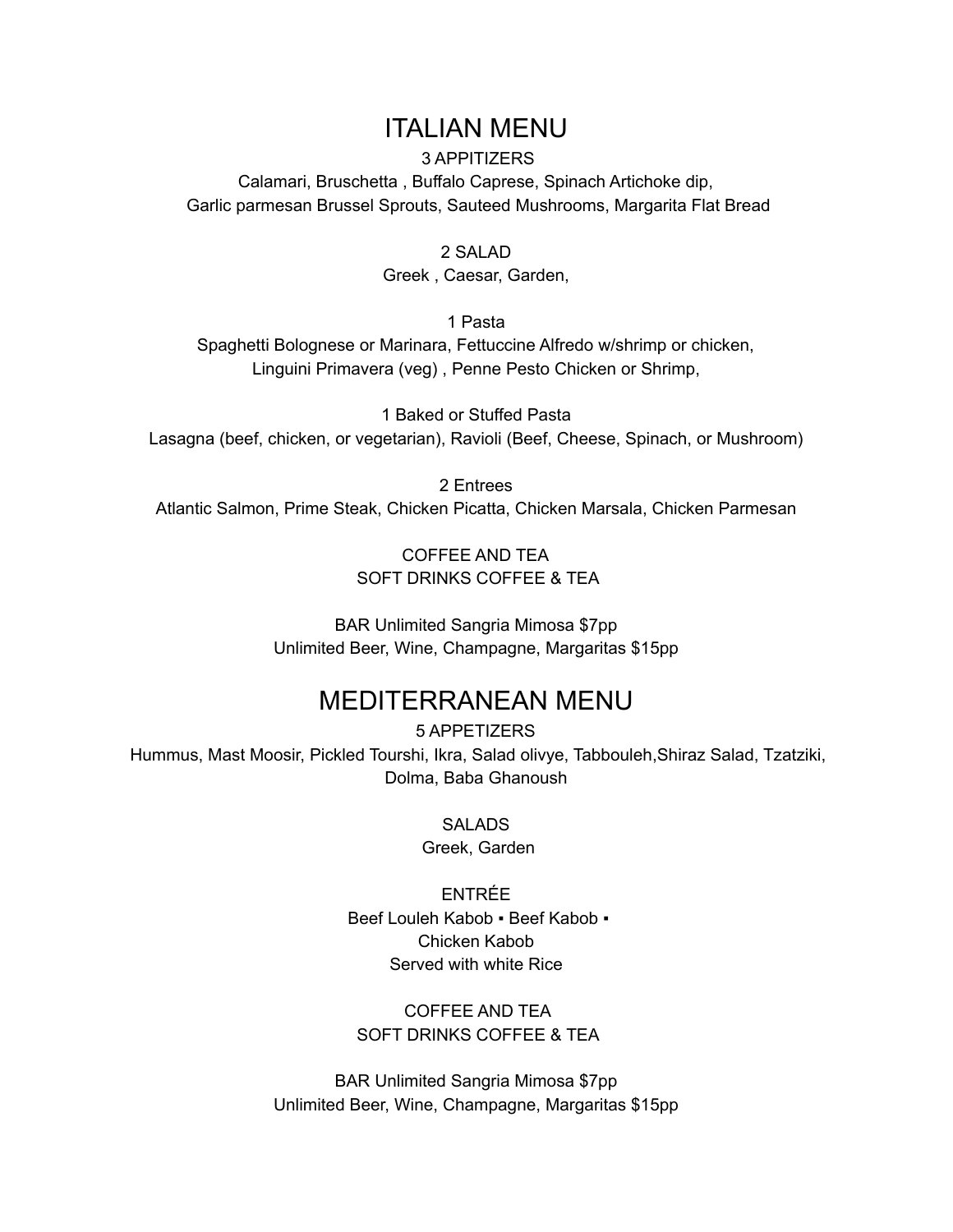# ITALIAN MENU

3 APPITIZERS

Calamari, Bruschetta , Buffalo Caprese, Spinach Artichoke dip,
Garlic parmesan Brussel Sprouts, Sauteed Mushrooms, Margarita Flat Bread

2 SALAD

Greek , Caesar, Garden,

1 Pasta

Spaghetti Bolognese or Marinara, Fettuccine Alfredo w/shrimp or chicken,
Linguini Primavera (veg) , Penne Pesto Chicken or Shrimp,

1 Baked or Stuffed Pasta

Lasagna (beef, chicken, or vegetarian), Ravioli (Beef, Cheese, Spinach, or Mushroom)

2 Entrees

Atlantic Salmon, Prime Steak, Chicken Picatta, Chicken Marsala, Chicken Parmesan

COFFEE AND TEA

SOFT DRINKS COFFEE & TEA

BAR Unlimited Sangria Mimosa $7pp
Unlimited Beer, Wine, Champagne, Margaritas $15pp

# MEDITERRANEAN MENU

5 APPETIZERS

Hummus, Mast Moosir, Pickled Tourshi, Ikra, Salad olivye, Tabbouleh,Shiraz Salad, Tzatziki,
Dolma, Baba Ghanoush

SALADS

Greek, Garden

ENTRÉE

Beef Louleh Kabob ▪ Beef Kabob ▪
Chicken Kabob
Served with white Rice

COFFEE AND TEA

SOFT DRINKS COFFEE & TEA

BAR Unlimited Sangria Mimosa $7pp
Unlimited Beer, Wine, Champagne, Margaritas $15pp